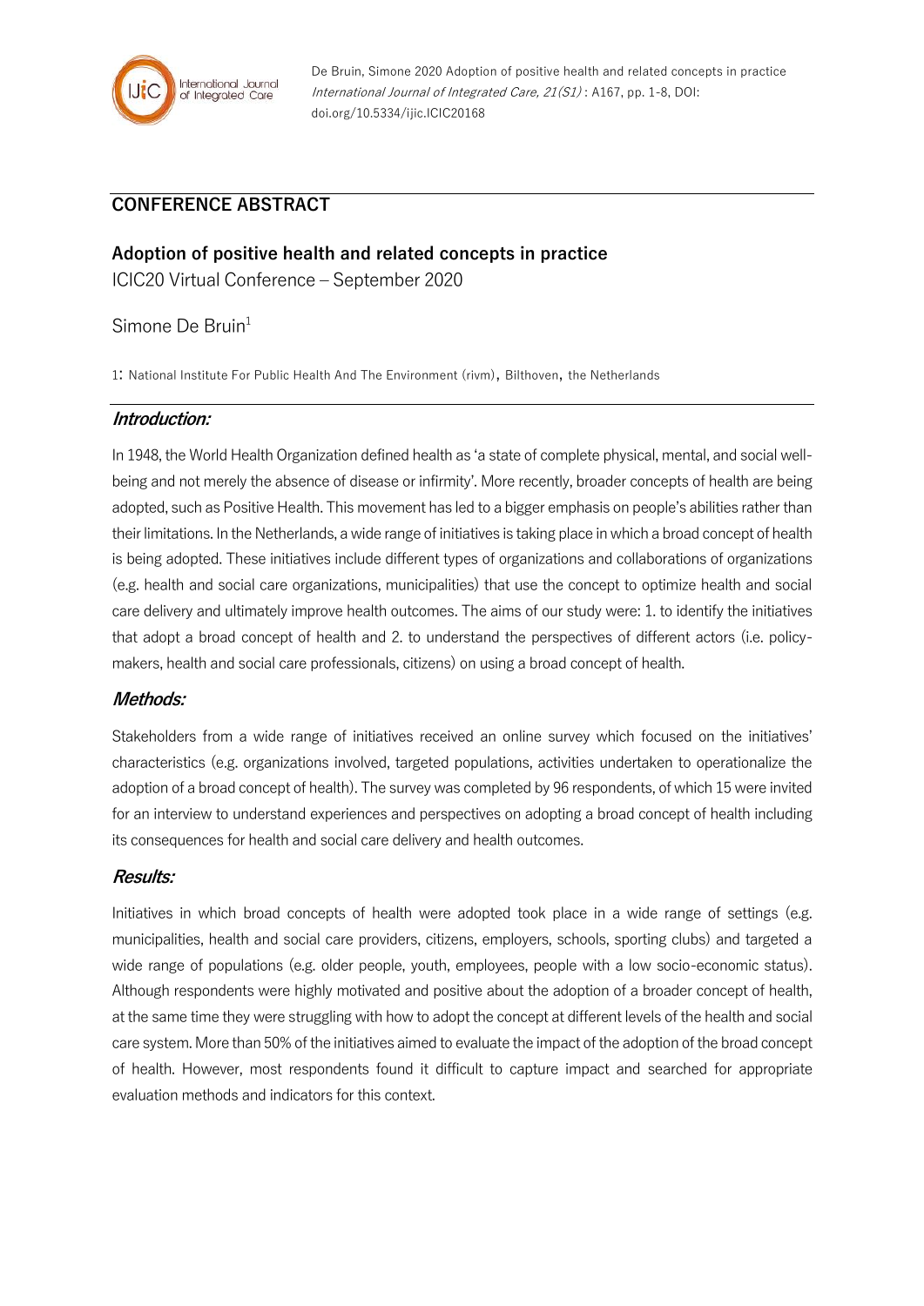De Bruin, Simone 2020 Adoption of positive health and related concepts in practice *International Journal of Integrated Care, 21(S1)* : A167, pp. 1-8, DOI: doi.org/10.5334/ijic.ICIC20168

## CONFERENCE ABSTRACT

# Adoption of positive health and related concepts in practice

ICIC20 Virtual Conference – September 2020

Simone De Bruin[1]

1: National Institute For Public Health And The Environment (rivm), Bilthoven, the Netherlands

### *Introduction:*

In 1948, the World Health Organization defined health as 'a state of complete physical, mental, and social well-being and not merely the absence of disease or infirmity'. More recently, broader concepts of health are being adopted, such as Positive Health. This movement has led to a bigger emphasis on people's abilities rather than their limitations. In the Netherlands, a wide range of initiatives is taking place in which a broad concept of health is being adopted. These initiatives include different types of organizations and collaborations of organizations (e.g. health and social care organizations, municipalities) that use the concept to optimize health and social care delivery and ultimately improve health outcomes. The aims of our study were: 1. to identify the initiatives that adopt a broad concept of health and 2. to understand the perspectives of different actors (i.e. policy-makers, health and social care professionals, citizens) on using a broad concept of health.

### *Methods:*

Stakeholders from a wide range of initiatives received an online survey which focused on the initiatives' characteristics (e.g. organizations involved, targeted populations, activities undertaken to operationalize the adoption of a broad concept of health). The survey was completed by 96 respondents, of which 15 were invited for an interview to understand experiences and perspectives on adopting a broad concept of health including its consequences for health and social care delivery and health outcomes.

### *Results:*

Initiatives in which broad concepts of health were adopted took place in a wide range of settings (e.g. municipalities, health and social care providers, citizens, employers, schools, sporting clubs) and targeted a wide range of populations (e.g. older people, youth, employees, people with a low socio-economic status). Although respondents were highly motivated and positive about the adoption of a broader concept of health, at the same time they were struggling with how to adopt the concept at different levels of the health and social care system. More than 50% of the initiatives aimed to evaluate the impact of the adoption of the broad concept of health. However, most respondents found it difficult to capture impact and searched for appropriate evaluation methods and indicators for this context.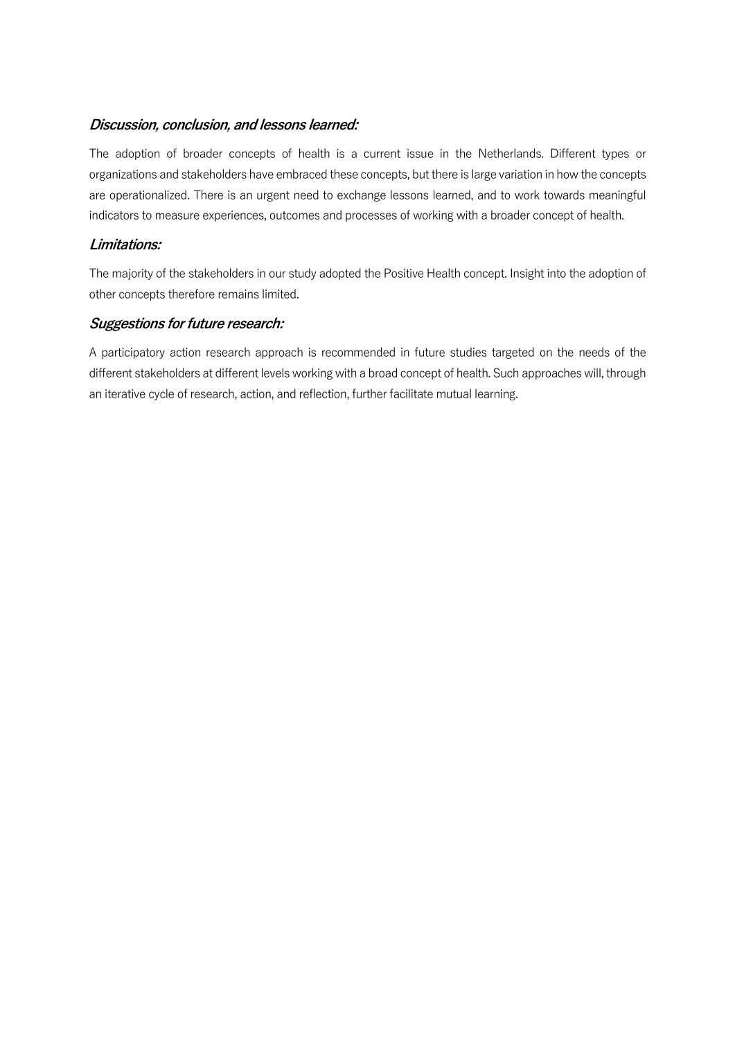### *Discussion, conclusion, and lessons learned:*

The adoption of broader concepts of health is a current issue in the Netherlands. Different types or organizations and stakeholders have embraced these concepts, but there is large variation in how the concepts are operationalized. There is an urgent need to exchange lessons learned, and to work towards meaningful indicators to measure experiences, outcomes and processes of working with a broader concept of health.

### *Limitations:*

The majority of the stakeholders in our study adopted the Positive Health concept. Insight into the adoption of other concepts therefore remains limited.

### *Suggestions for future research:*

A participatory action research approach is recommended in future studies targeted on the needs of the different stakeholders at different levels working with a broad concept of health. Such approaches will, through an iterative cycle of research, action, and reflection, further facilitate mutual learning.